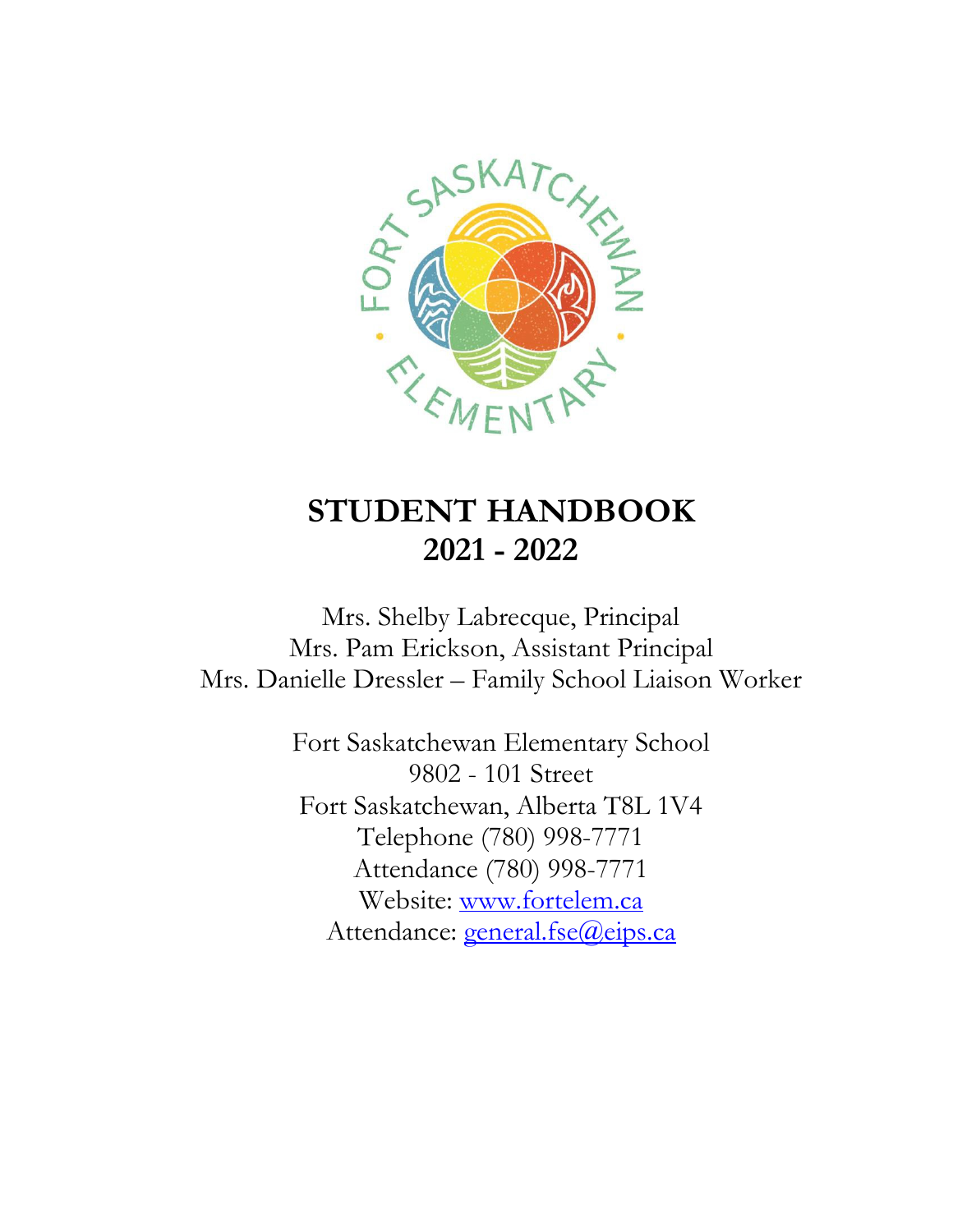# STUDENT HANDBOOK
# 2021 - 2022

Mrs. Shelby Labrecque, Principal
Mrs. Pam Erickson, Assistant Principal
Mrs. Danielle Dressler – Family School Liaison Worker

Fort Saskatchewan Elementary School
9802 - 101 Street
Fort Saskatchewan, Alberta T8L 1V4
Telephone (780) 998-7771
Attendance (780) 998-7771
Website: www.fortelem.ca
Attendance: general.fse@eips.ca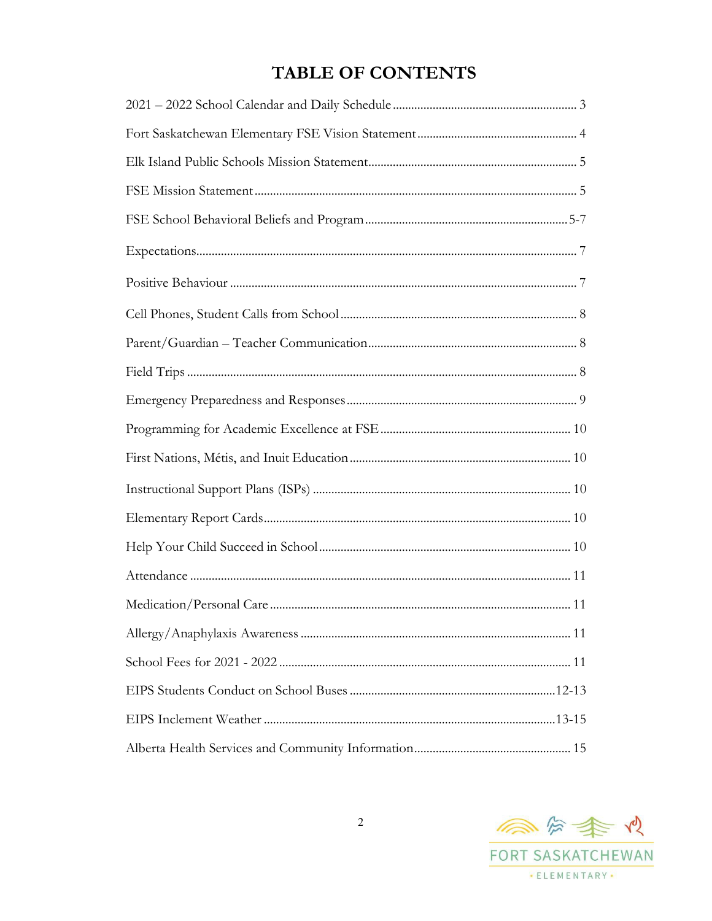# TABLE OF CONTENTS

| Section | Page |
| --- | --- |
| 2021 – 2022 School Calendar and Daily Schedule | 3 |
| Fort Saskatchewan Elementary FSE Vision Statement | 4 |
| Elk Island Public Schools Mission Statement | 5 |
| FSE Mission Statement | 5 |
| FSE School Behavioral Beliefs and Program | 5-7 |
| Expectations | 7 |
| Positive Behaviour | 7 |
| Cell Phones, Student Calls from School | 8 |
| Parent/Guardian – Teacher Communication | 8 |
| Field Trips | 8 |
| Emergency Preparedness and Responses | 9 |
| Programming for Academic Excellence at FSE | 10 |
| First Nations, Métis, and Inuit Education | 10 |
| Instructional Support Plans (ISPs) | 10 |
| Elementary Report Cards | 10 |
| Help Your Child Succeed in School | 10 |
| Attendance | 11 |
| Medication/Personal Care | 11 |
| Allergy/Anaphylaxis Awareness | 11 |
| School Fees for 2021 - 2022 | 11 |
| EIPS Students Conduct on School Buses | 12-13 |
| EIPS Inclement Weather | 13-15 |
| Alberta Health Services and Community Information | 15 |

FORT SASKATCHEWAN
• ELEMENTARY •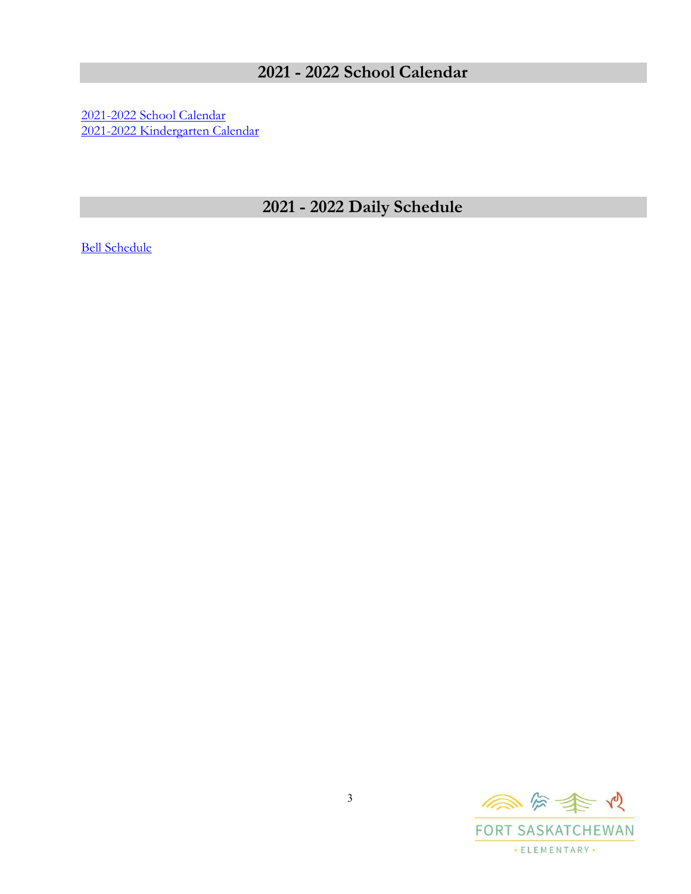## 2021 - 2022 School Calendar

2021-2022 School Calendar
2021-2022 Kindergarten Calendar

## 2021 - 2022 Daily Schedule

Bell Schedule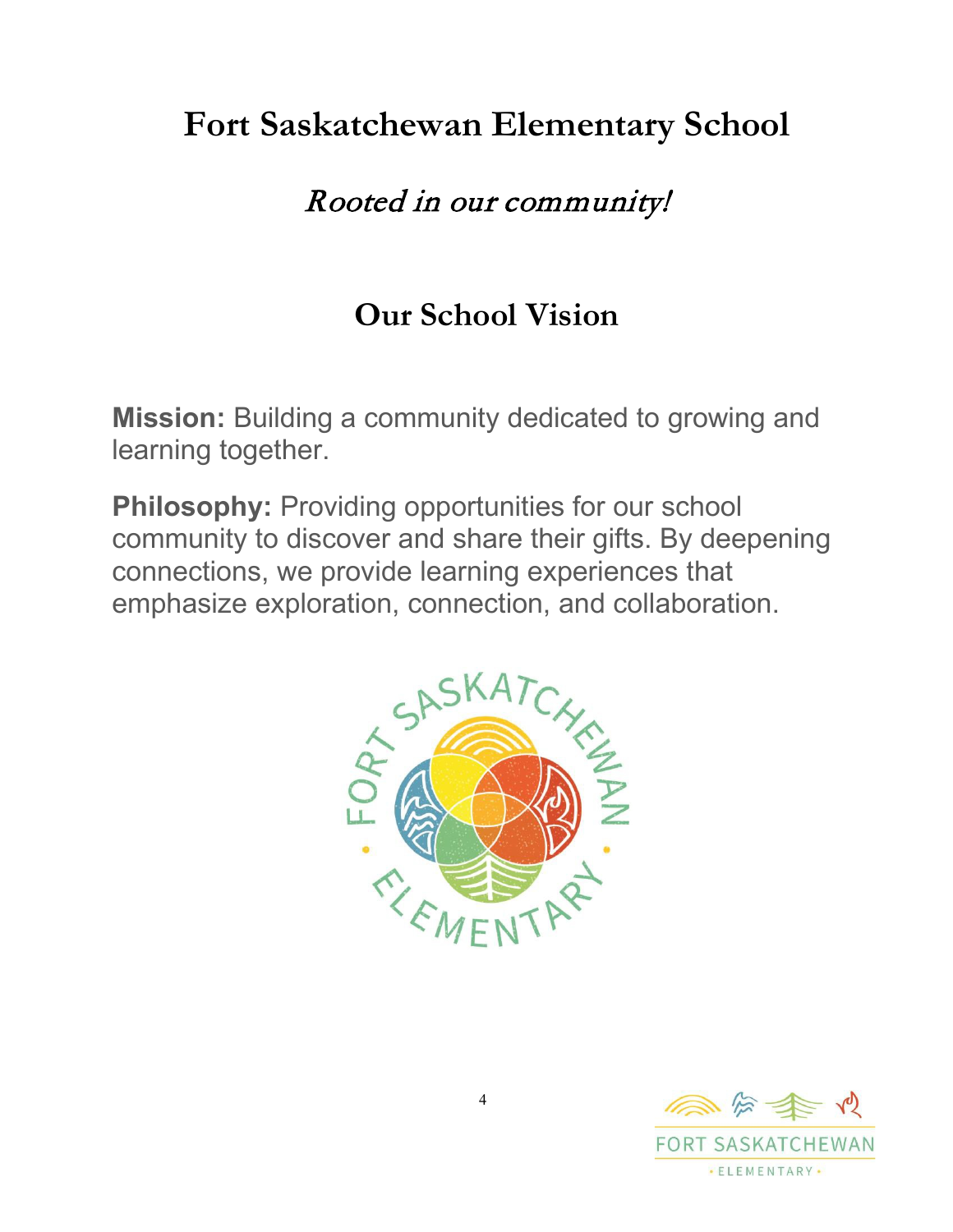# Fort Saskatchewan Elementary School

*Rooted in our community!*

## Our School Vision

**Mission:** Building a community dedicated to growing and learning together.

**Philosophy:** Providing opportunities for our school community to discover and share their gifts. By deepening connections, we provide learning experiences that emphasize exploration, connection, and collaboration.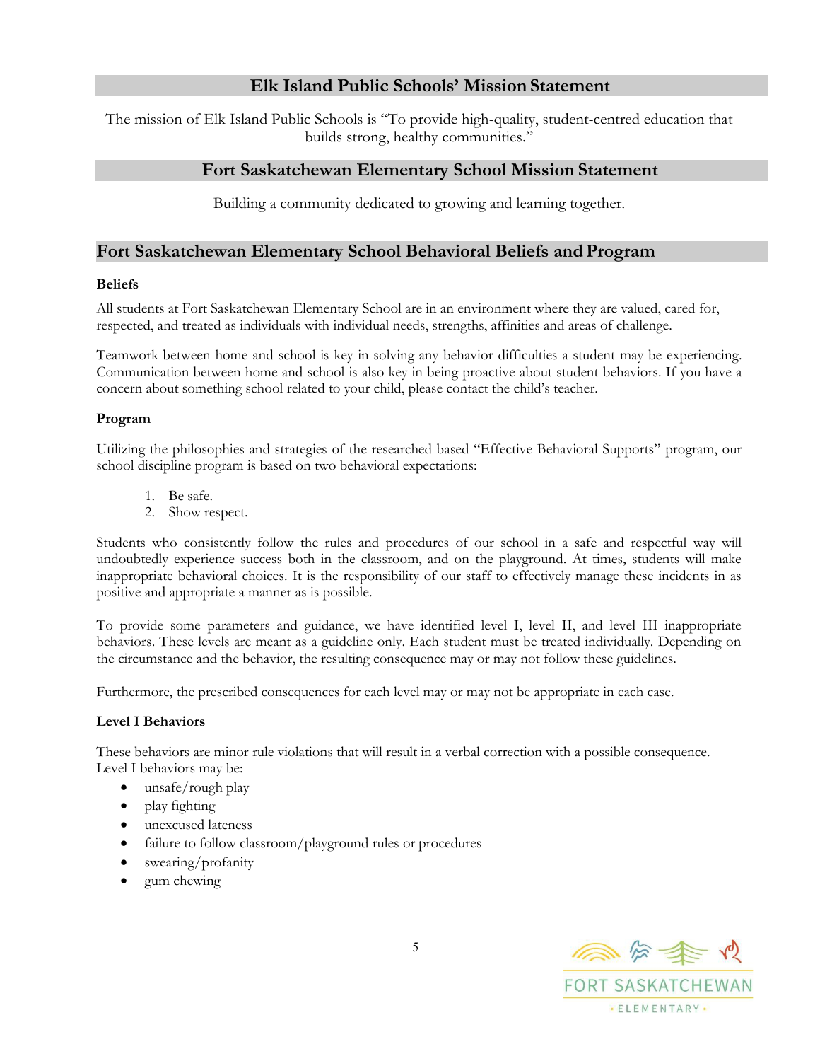## Elk Island Public Schools' Mission Statement

The mission of Elk Island Public Schools is "To provide high-quality, student-centred education that builds strong, healthy communities."

## Fort Saskatchewan Elementary School Mission Statement

Building a community dedicated to growing and learning together.

## Fort Saskatchewan Elementary School Behavioral Beliefs and Program

### Beliefs

All students at Fort Saskatchewan Elementary School are in an environment where they are valued, cared for, respected, and treated as individuals with individual needs, strengths, affinities and areas of challenge.

Teamwork between home and school is key in solving any behavior difficulties a student may be experiencing. Communication between home and school is also key in being proactive about student behaviors. If you have a concern about something school related to your child, please contact the child's teacher.

### Program

Utilizing the philosophies and strategies of the researched based "Effective Behavioral Supports" program, our school discipline program is based on two behavioral expectations:

1. Be safe.
2. Show respect.

Students who consistently follow the rules and procedures of our school in a safe and respectful way will undoubtedly experience success both in the classroom, and on the playground. At times, students will make inappropriate behavioral choices. It is the responsibility of our staff to effectively manage these incidents in as positive and appropriate a manner as is possible.

To provide some parameters and guidance, we have identified level I, level II, and level III inappropriate behaviors. These levels are meant as a guideline only. Each student must be treated individually. Depending on the circumstance and the behavior, the resulting consequence may or may not follow these guidelines.

Furthermore, the prescribed consequences for each level may or may not be appropriate in each case.

### Level I Behaviors

These behaviors are minor rule violations that will result in a verbal correction with a possible consequence. Level I behaviors may be:

- unsafe/rough play
- play fighting
- unexcused lateness
- failure to follow classroom/playground rules or procedures
- swearing/profanity
- gum chewing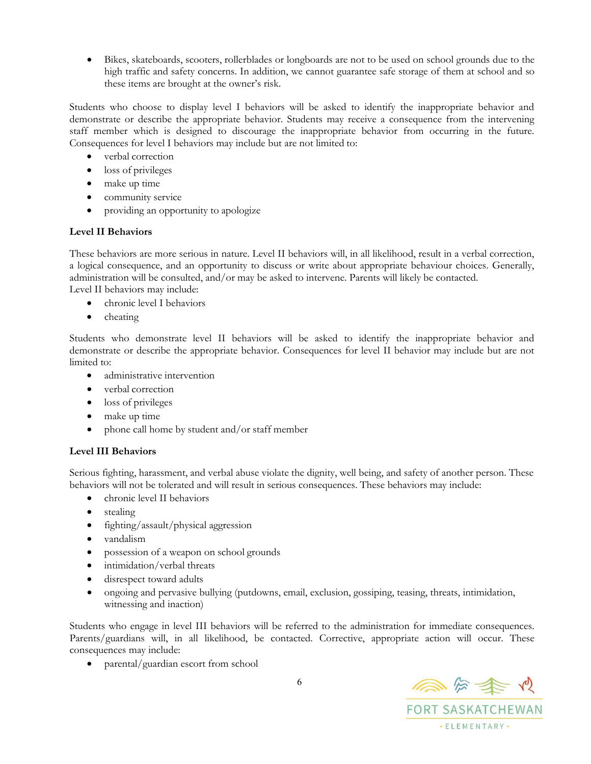- Bikes, skateboards, scooters, rollerblades or longboards are not to be used on school grounds due to the high traffic and safety concerns. In addition, we cannot guarantee safe storage of them at school and so these items are brought at the owner's risk.

Students who choose to display level I behaviors will be asked to identify the inappropriate behavior and demonstrate or describe the appropriate behavior. Students may receive a consequence from the intervening staff member which is designed to discourage the inappropriate behavior from occurring in the future. Consequences for level I behaviors may include but are not limited to:

- verbal correction
- loss of privileges
- make up time
- community service
- providing an opportunity to apologize

**Level II Behaviors**

These behaviors are more serious in nature. Level II behaviors will, in all likelihood, result in a verbal correction, a logical consequence, and an opportunity to discuss or write about appropriate behaviour choices. Generally, administration will be consulted, and/or may be asked to intervene. Parents will likely be contacted.
Level II behaviors may include:

- chronic level I behaviors
- cheating

Students who demonstrate level II behaviors will be asked to identify the inappropriate behavior and demonstrate or describe the appropriate behavior. Consequences for level II behavior may include but are not limited to:

- administrative intervention
- verbal correction
- loss of privileges
- make up time
- phone call home by student and/or staff member

**Level III Behaviors**

Serious fighting, harassment, and verbal abuse violate the dignity, well being, and safety of another person. These behaviors will not be tolerated and will result in serious consequences. These behaviors may include:

- chronic level II behaviors
- stealing
- fighting/assault/physical aggression
- vandalism
- possession of a weapon on school grounds
- intimidation/verbal threats
- disrespect toward adults
- ongoing and pervasive bullying (putdowns, email, exclusion, gossiping, teasing, threats, intimidation, witnessing and inaction)

Students who engage in level III behaviors will be referred to the administration for immediate consequences. Parents/guardians will, in all likelihood, be contacted. Corrective, appropriate action will occur. These consequences may include:

- parental/guardian escort from school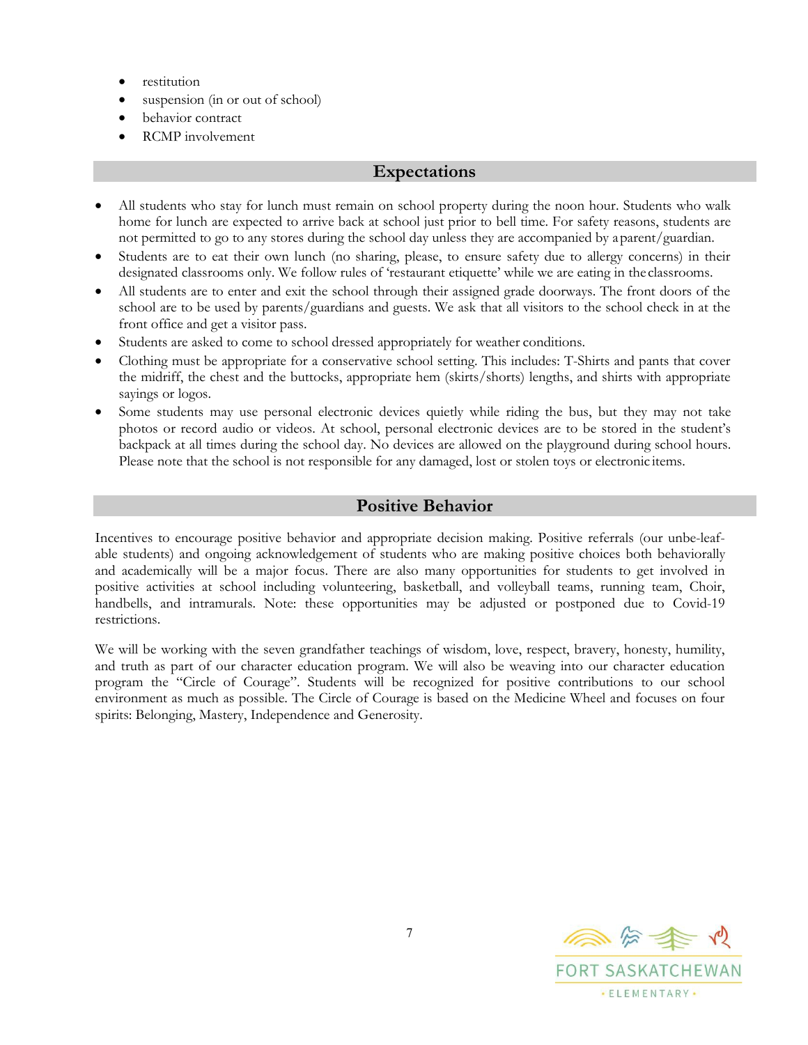- restitution
- suspension (in or out of school)
- behavior contract
- RCMP involvement

## Expectations

- All students who stay for lunch must remain on school property during the noon hour. Students who walk home for lunch are expected to arrive back at school just prior to bell time. For safety reasons, students are not permitted to go to any stores during the school day unless they are accompanied by a parent/guardian.
- Students are to eat their own lunch (no sharing, please, to ensure safety due to allergy concerns) in their designated classrooms only. We follow rules of 'restaurant etiquette' while we are eating in the classrooms.
- All students are to enter and exit the school through their assigned grade doorways. The front doors of the school are to be used by parents/guardians and guests. We ask that all visitors to the school check in at the front office and get a visitor pass.
- Students are asked to come to school dressed appropriately for weather conditions.
- Clothing must be appropriate for a conservative school setting. This includes: T-Shirts and pants that cover the midriff, the chest and the buttocks, appropriate hem (skirts/shorts) lengths, and shirts with appropriate sayings or logos.
- Some students may use personal electronic devices quietly while riding the bus, but they may not take photos or record audio or videos. At school, personal electronic devices are to be stored in the student's backpack at all times during the school day. No devices are allowed on the playground during school hours. Please note that the school is not responsible for any damaged, lost or stolen toys or electronic items.

## Positive Behavior

Incentives to encourage positive behavior and appropriate decision making. Positive referrals (our unbe-leaf-able students) and ongoing acknowledgement of students who are making positive choices both behaviorally and academically will be a major focus. There are also many opportunities for students to get involved in positive activities at school including volunteering, basketball, and volleyball teams, running team, Choir, handbells, and intramurals. Note: these opportunities may be adjusted or postponed due to Covid-19 restrictions.

We will be working with the seven grandfather teachings of wisdom, love, respect, bravery, honesty, humility, and truth as part of our character education program. We will also be weaving into our character education program the "Circle of Courage". Students will be recognized for positive contributions to our school environment as much as possible. The Circle of Courage is based on the Medicine Wheel and focuses on four spirits: Belonging, Mastery, Independence and Generosity.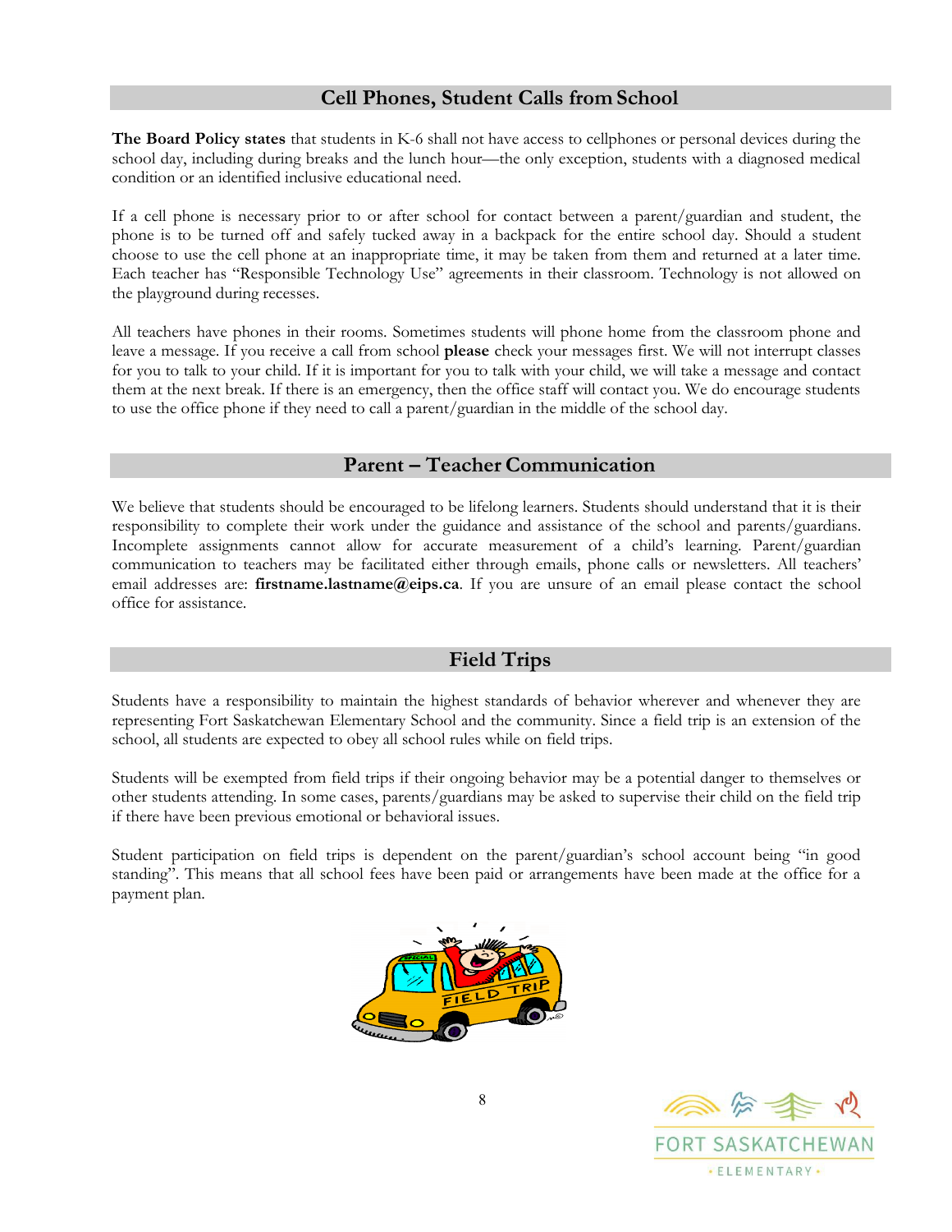## Cell Phones, Student Calls from School

**The Board Policy states** that students in K-6 shall not have access to cellphones or personal devices during the school day, including during breaks and the lunch hour—the only exception, students with a diagnosed medical condition or an identified inclusive educational need.

If a cell phone is necessary prior to or after school for contact between a parent/guardian and student, the phone is to be turned off and safely tucked away in a backpack for the entire school day. Should a student choose to use the cell phone at an inappropriate time, it may be taken from them and returned at a later time. Each teacher has "Responsible Technology Use" agreements in their classroom. Technology is not allowed on the playground during recesses.

All teachers have phones in their rooms. Sometimes students will phone home from the classroom phone and leave a message. If you receive a call from school **please** check your messages first. We will not interrupt classes for you to talk to your child. If it is important for you to talk with your child, we will take a message and contact them at the next break. If there is an emergency, then the office staff will contact you. We do encourage students to use the office phone if they need to call a parent/guardian in the middle of the school day.

## Parent – Teacher Communication

We believe that students should be encouraged to be lifelong learners. Students should understand that it is their responsibility to complete their work under the guidance and assistance of the school and parents/guardians. Incomplete assignments cannot allow for accurate measurement of a child's learning. Parent/guardian communication to teachers may be facilitated either through emails, phone calls or newsletters. All teachers' email addresses are: **firstname.lastname@eips.ca**. If you are unsure of an email please contact the school office for assistance.

## Field Trips

Students have a responsibility to maintain the highest standards of behavior wherever and whenever they are representing Fort Saskatchewan Elementary School and the community. Since a field trip is an extension of the school, all students are expected to obey all school rules while on field trips.

Students will be exempted from field trips if their ongoing behavior may be a potential danger to themselves or other students attending. In some cases, parents/guardians may be asked to supervise their child on the field trip if there have been previous emotional or behavioral issues.

Student participation on field trips is dependent on the parent/guardian's school account being "in good standing". This means that all school fees have been paid or arrangements have been made at the office for a payment plan.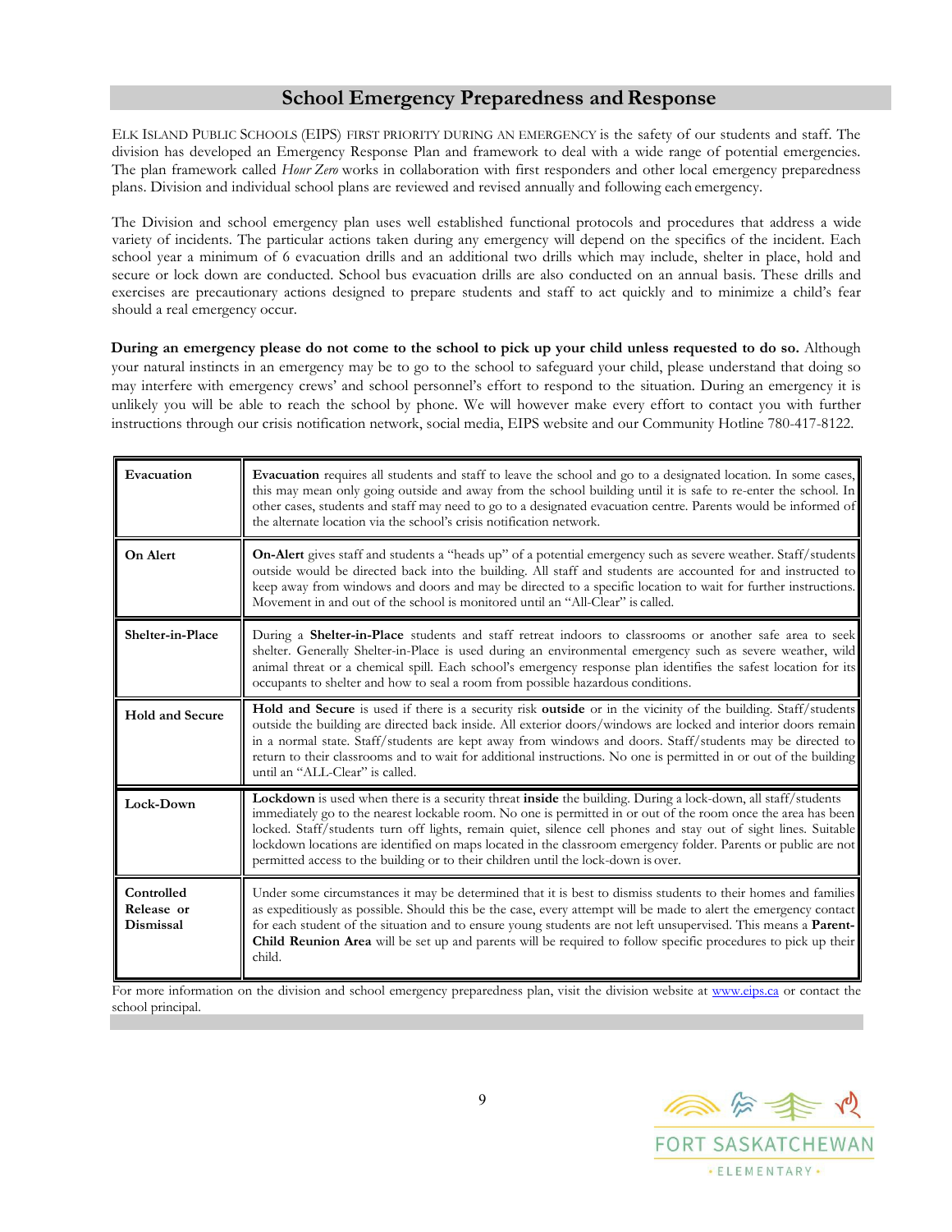## School Emergency Preparedness and Response

ELK ISLAND PUBLIC SCHOOLS (EIPS) FIRST PRIORITY DURING AN EMERGENCY is the safety of our students and staff. The division has developed an Emergency Response Plan and framework to deal with a wide range of potential emergencies. The plan framework called *Hour Zero* works in collaboration with first responders and other local emergency preparedness plans. Division and individual school plans are reviewed and revised annually and following each emergency.

The Division and school emergency plan uses well established functional protocols and procedures that address a wide variety of incidents. The particular actions taken during any emergency will depend on the specifics of the incident. Each school year a minimum of 6 evacuation drills and an additional two drills which may include, shelter in place, hold and secure or lock down are conducted. School bus evacuation drills are also conducted on an annual basis. These drills and exercises are precautionary actions designed to prepare students and staff to act quickly and to minimize a child's fear should a real emergency occur.

**During an emergency please do not come to the school to pick up your child unless requested to do so.** Although your natural instincts in an emergency may be to go to the school to safeguard your child, please understand that doing so may interfere with emergency crews' and school personnel's effort to respond to the situation. During an emergency it is unlikely you will be able to reach the school by phone. We will however make every effort to contact you with further instructions through our crisis notification network, social media, EIPS website and our Community Hotline 780-417-8122.

| | |
|---|---|
| **Evacuation** | **Evacuation** requires all students and staff to leave the school and go to a designated location. In some cases, this may mean only going outside and away from the school building until it is safe to re-enter the school. In other cases, students and staff may need to go to a designated evacuation centre. Parents would be informed of the alternate location via the school's crisis notification network. |
| **On Alert** | **On-Alert** gives staff and students a "heads up" of a potential emergency such as severe weather. Staff/students outside would be directed back into the building. All staff and students are accounted for and instructed to keep away from windows and doors and may be directed to a specific location to wait for further instructions. Movement in and out of the school is monitored until an "All-Clear" is called. |
| **Shelter-in-Place** | During a **Shelter-in-Place** students and staff retreat indoors to classrooms or another safe area to seek shelter. Generally Shelter-in-Place is used during an environmental emergency such as severe weather, wild animal threat or a chemical spill. Each school's emergency response plan identifies the safest location for its occupants to shelter and how to seal a room from possible hazardous conditions. |
| **Hold and Secure** | **Hold and Secure** is used if there is a security risk **outside** or in the vicinity of the building. Staff/students outside the building are directed back inside. All exterior doors/windows are locked and interior doors remain in a normal state. Staff/students are kept away from windows and doors. Staff/students may be directed to return to their classrooms and to wait for additional instructions. No one is permitted in or out of the building until an "ALL-Clear" is called. |
| **Lock-Down** | **Lockdown** is used when there is a security threat **inside** the building. During a lock-down, all staff/students immediately go to the nearest lockable room. No one is permitted in or out of the room once the area has been locked. Staff/students turn off lights, remain quiet, silence cell phones and stay out of sight lines. Suitable lockdown locations are identified on maps located in the classroom emergency folder. Parents or public are not permitted access to the building or to their children until the lock-down is over. |
| **Controlled Release or Dismissal** | Under some circumstances it may be determined that it is best to dismiss students to their homes and families as expeditiously as possible. Should this be the case, every attempt will be made to alert the emergency contact for each student of the situation and to ensure young students are not left unsupervised. This means a **Parent-Child Reunion Area** will be set up and parents will be required to follow specific procedures to pick up their child. |

For more information on the division and school emergency preparedness plan, visit the division website at www.eips.ca or contact the school principal.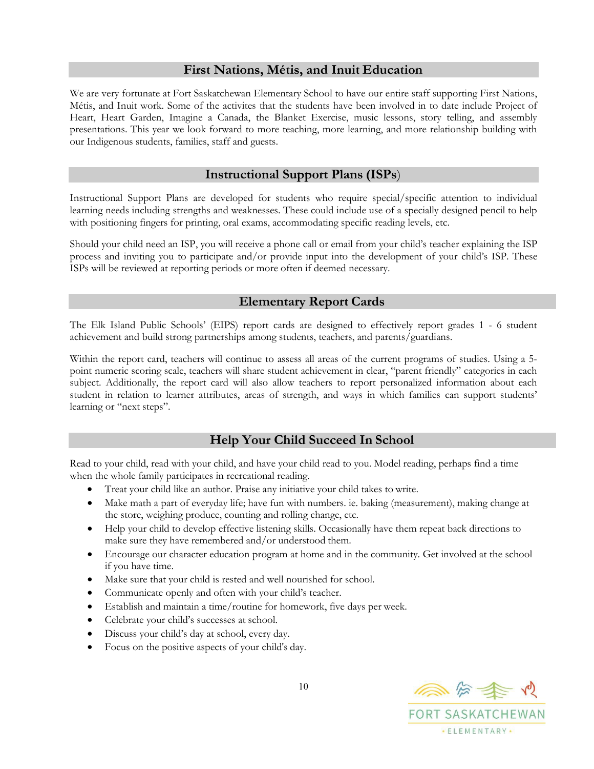## First Nations, Métis, and Inuit Education

We are very fortunate at Fort Saskatchewan Elementary School to have our entire staff supporting First Nations, Métis, and Inuit work. Some of the activites that the students have been involved in to date include Project of Heart, Heart Garden, Imagine a Canada, the Blanket Exercise, music lessons, story telling, and assembly presentations. This year we look forward to more teaching, more learning, and more relationship building with our Indigenous students, families, staff and guests.

## Instructional Support Plans (ISPs)

Instructional Support Plans are developed for students who require special/specific attention to individual learning needs including strengths and weaknesses. These could include use of a specially designed pencil to help with positioning fingers for printing, oral exams, accommodating specific reading levels, etc.

Should your child need an ISP, you will receive a phone call or email from your child's teacher explaining the ISP process and inviting you to participate and/or provide input into the development of your child's ISP. These ISPs will be reviewed at reporting periods or more often if deemed necessary.

## Elementary Report Cards

The Elk Island Public Schools' (EIPS) report cards are designed to effectively report grades 1 - 6 student achievement and build strong partnerships among students, teachers, and parents/guardians.

Within the report card, teachers will continue to assess all areas of the current programs of studies. Using a 5-point numeric scoring scale, teachers will share student achievement in clear, "parent friendly" categories in each subject. Additionally, the report card will also allow teachers to report personalized information about each student in relation to learner attributes, areas of strength, and ways in which families can support students' learning or "next steps".

## Help Your Child Succeed In School

Read to your child, read with your child, and have your child read to you. Model reading, perhaps find a time when the whole family participates in recreational reading.

- Treat your child like an author. Praise any initiative your child takes to write.
- Make math a part of everyday life; have fun with numbers. ie. baking (measurement), making change at the store, weighing produce, counting and rolling change, etc.
- Help your child to develop effective listening skills. Occasionally have them repeat back directions to make sure they have remembered and/or understood them.
- Encourage our character education program at home and in the community. Get involved at the school if you have time.
- Make sure that your child is rested and well nourished for school.
- Communicate openly and often with your child's teacher.
- Establish and maintain a time/routine for homework, five days per week.
- Celebrate your child's successes at school.
- Discuss your child's day at school, every day.
- Focus on the positive aspects of your child's day.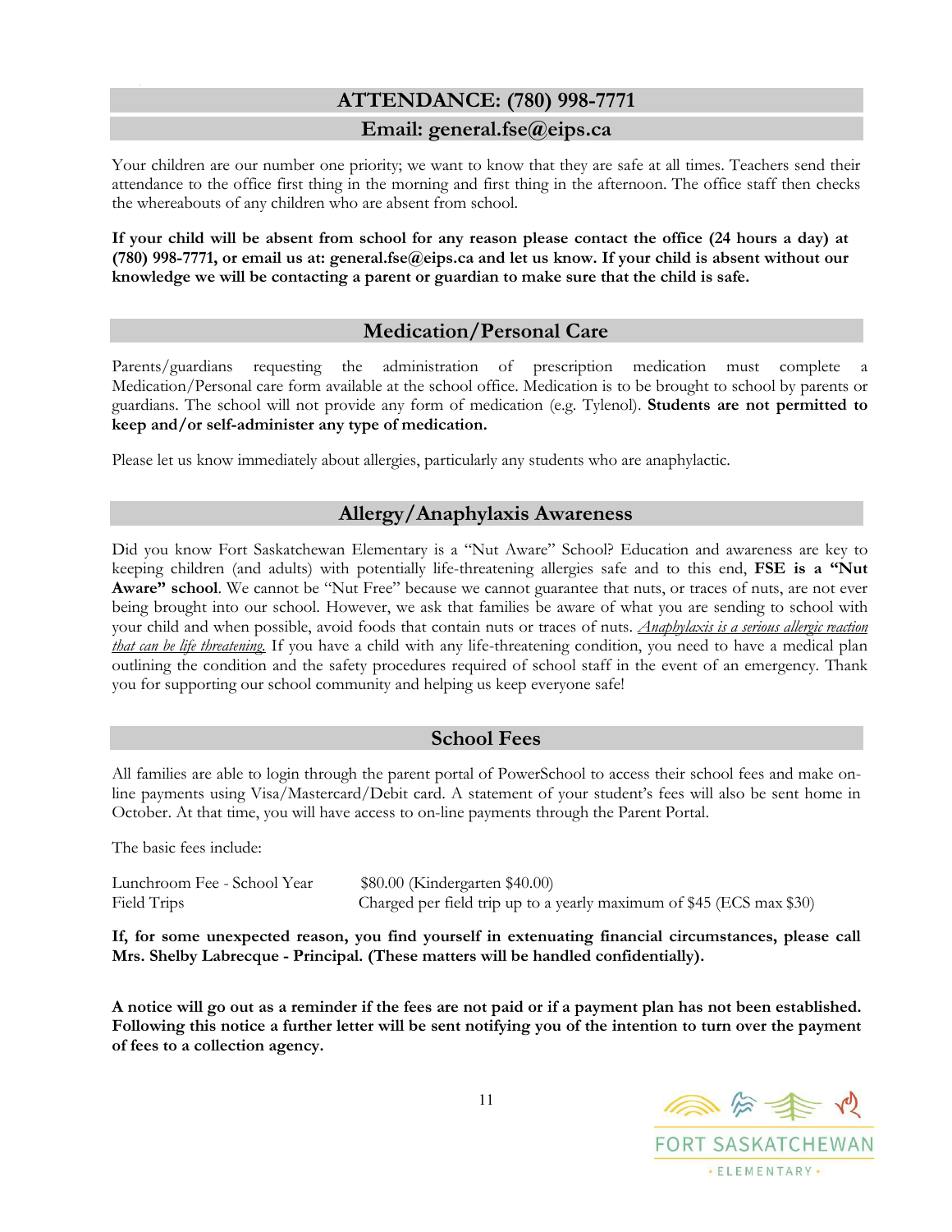## ATTENDANCE: (780) 998-7771

## Email: general.fse@eips.ca

Your children are our number one priority; we want to know that they are safe at all times. Teachers send their attendance to the office first thing in the morning and first thing in the afternoon. The office staff then checks the whereabouts of any children who are absent from school.

**If your child will be absent from school for any reason please contact the office (24 hours a day) at (780) 998-7771, or email us at: general.fse@eips.ca and let us know. If your child is absent without our knowledge we will be contacting a parent or guardian to make sure that the child is safe.**

## Medication/Personal Care

Parents/guardians requesting the administration of prescription medication must complete a Medication/Personal care form available at the school office. Medication is to be brought to school by parents or guardians. The school will not provide any form of medication (e.g. Tylenol). **Students are not permitted to keep and/or self-administer any type of medication.**

Please let us know immediately about allergies, particularly any students who are anaphylactic.

## Allergy/Anaphylaxis Awareness

Did you know Fort Saskatchewan Elementary is a "Nut Aware" School? Education and awareness are key to keeping children (and adults) with potentially life-threatening allergies safe and to this end, **FSE is a "Nut Aware" school**. We cannot be "Nut Free" because we cannot guarantee that nuts, or traces of nuts, are not ever being brought into our school. However, we ask that families be aware of what you are sending to school with your child and when possible, avoid foods that contain nuts or traces of nuts. *Anaphylaxis is a serious allergic reaction that can be life threatening.* If you have a child with any life-threatening condition, you need to have a medical plan outlining the condition and the safety procedures required of school staff in the event of an emergency. Thank you for supporting our school community and helping us keep everyone safe!

## School Fees

All families are able to login through the parent portal of PowerSchool to access their school fees and make on-line payments using Visa/Mastercard/Debit card. A statement of your student's fees will also be sent home in October. At that time, you will have access to on-line payments through the Parent Portal.

The basic fees include:

| | |
|---|---|
| Lunchroom Fee - School Year | $80.00 (Kindergarten $40.00) |
| Field Trips | Charged per field trip up to a yearly maximum of $45 (ECS max $30) |

**If, for some unexpected reason, you find yourself in extenuating financial circumstances, please call Mrs. Shelby Labrecque - Principal. (These matters will be handled confidentially).**

**A notice will go out as a reminder if the fees are not paid or if a payment plan has not been established. Following this notice a further letter will be sent notifying you of the intention to turn over the payment of fees to a collection agency.**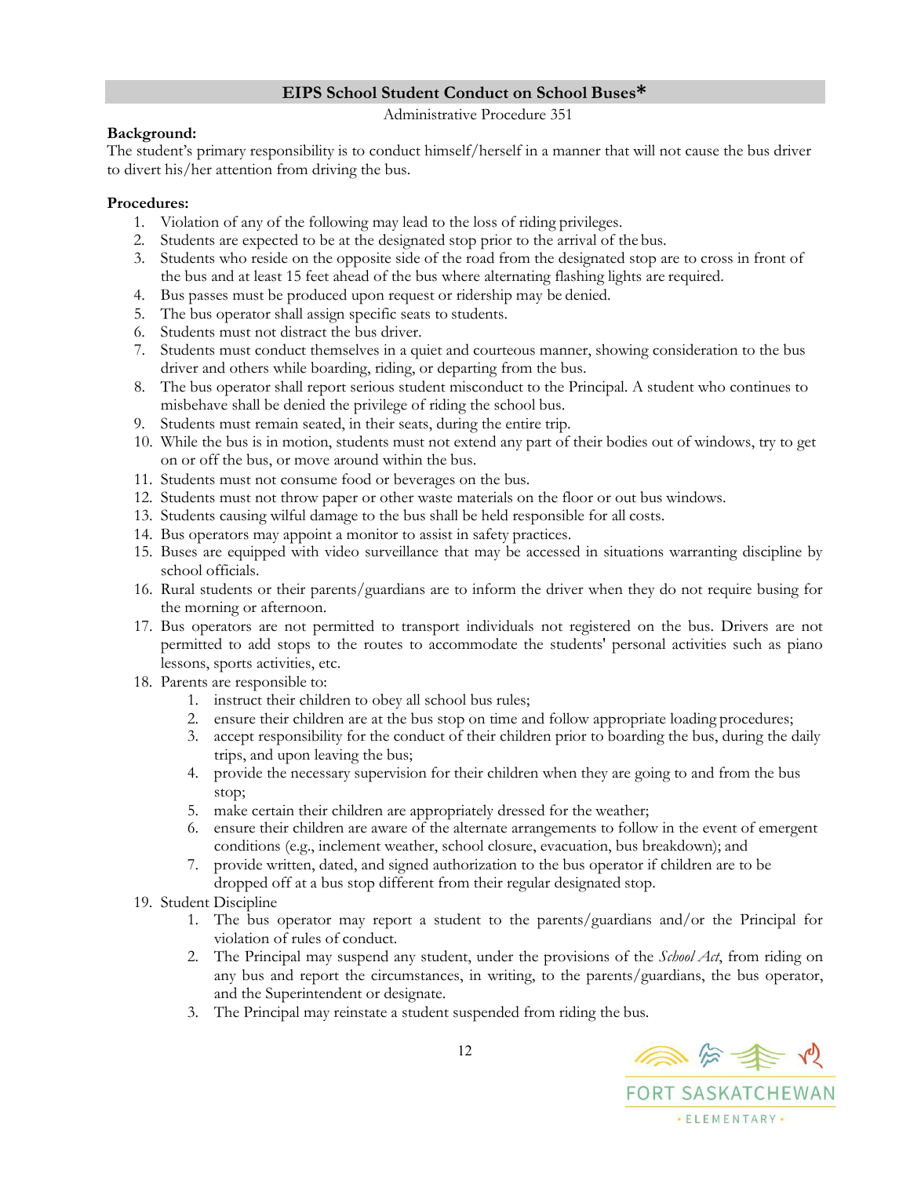## EIPS School Student Conduct on School Buses*

Administrative Procedure 351

**Background:**

The student's primary responsibility is to conduct himself/herself in a manner that will not cause the bus driver to divert his/her attention from driving the bus.

**Procedures:**

1. Violation of any of the following may lead to the loss of riding privileges.
2. Students are expected to be at the designated stop prior to the arrival of the bus.
3. Students who reside on the opposite side of the road from the designated stop are to cross in front of the bus and at least 15 feet ahead of the bus where alternating flashing lights are required.
4. Bus passes must be produced upon request or ridership may be denied.
5. The bus operator shall assign specific seats to students.
6. Students must not distract the bus driver.
7. Students must conduct themselves in a quiet and courteous manner, showing consideration to the bus driver and others while boarding, riding, or departing from the bus.
8. The bus operator shall report serious student misconduct to the Principal. A student who continues to misbehave shall be denied the privilege of riding the school bus.
9. Students must remain seated, in their seats, during the entire trip.
10. While the bus is in motion, students must not extend any part of their bodies out of windows, try to get on or off the bus, or move around within the bus.
11. Students must not consume food or beverages on the bus.
12. Students must not throw paper or other waste materials on the floor or out bus windows.
13. Students causing wilful damage to the bus shall be held responsible for all costs.
14. Bus operators may appoint a monitor to assist in safety practices.
15. Buses are equipped with video surveillance that may be accessed in situations warranting discipline by school officials.
16. Rural students or their parents/guardians are to inform the driver when they do not require busing for the morning or afternoon.
17. Bus operators are not permitted to transport individuals not registered on the bus. Drivers are not permitted to add stops to the routes to accommodate the students' personal activities such as piano lessons, sports activities, etc.
18. Parents are responsible to:
    1. instruct their children to obey all school bus rules;
    2. ensure their children are at the bus stop on time and follow appropriate loading procedures;
    3. accept responsibility for the conduct of their children prior to boarding the bus, during the daily trips, and upon leaving the bus;
    4. provide the necessary supervision for their children when they are going to and from the bus stop;
    5. make certain their children are appropriately dressed for the weather;
    6. ensure their children are aware of the alternate arrangements to follow in the event of emergent conditions (e.g., inclement weather, school closure, evacuation, bus breakdown); and
    7. provide written, dated, and signed authorization to the bus operator if children are to be dropped off at a bus stop different from their regular designated stop.
19. Student Discipline
    1. The bus operator may report a student to the parents/guardians and/or the Principal for violation of rules of conduct.
    2. The Principal may suspend any student, under the provisions of the *School Act*, from riding on any bus and report the circumstances, in writing, to the parents/guardians, the bus operator, and the Superintendent or designate.
    3. The Principal may reinstate a student suspended from riding the bus.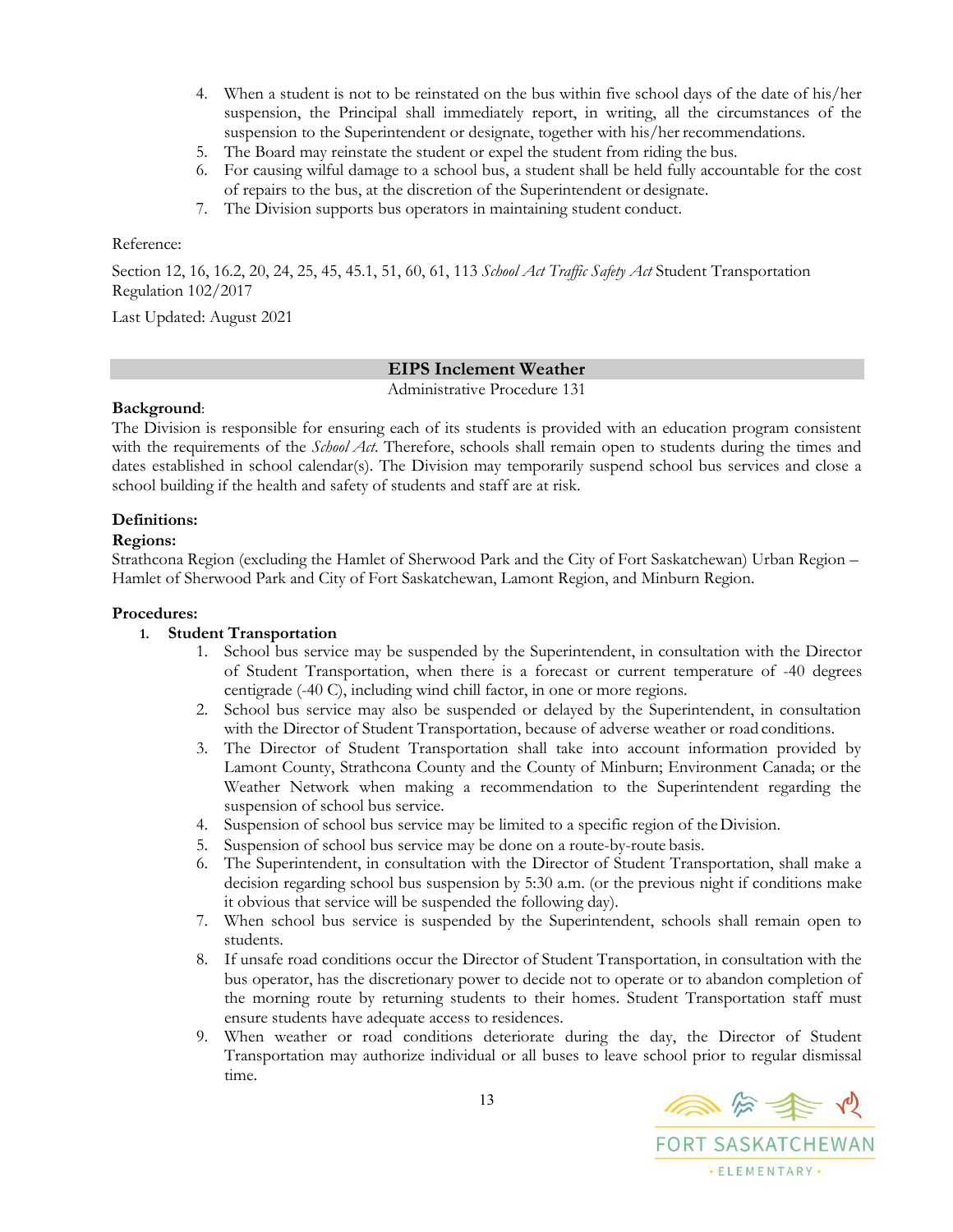4. When a student is not to be reinstated on the bus within five school days of the date of his/her suspension, the Principal shall immediately report, in writing, all the circumstances of the suspension to the Superintendent or designate, together with his/her recommendations.
5. The Board may reinstate the student or expel the student from riding the bus.
6. For causing wilful damage to a school bus, a student shall be held fully accountable for the cost of repairs to the bus, at the discretion of the Superintendent or designate.
7. The Division supports bus operators in maintaining student conduct.

Reference:

Section 12, 16, 16.2, 20, 24, 25, 45, 45.1, 51, 60, 61, 113 *School Act Traffic Safety Act* Student Transportation Regulation 102/2017

Last Updated: August 2021

## EIPS Inclement Weather

Administrative Procedure 131

**Background**:
The Division is responsible for ensuring each of its students is provided with an education program consistent with the requirements of the *School Act*. Therefore, schools shall remain open to students during the times and dates established in school calendar(s). The Division may temporarily suspend school bus services and close a school building if the health and safety of students and staff are at risk.

**Definitions:**

**Regions:**
Strathcona Region (excluding the Hamlet of Sherwood Park and the City of Fort Saskatchewan) Urban Region – Hamlet of Sherwood Park and City of Fort Saskatchewan, Lamont Region, and Minburn Region.

**Procedures:**

1. **Student Transportation**
   1. School bus service may be suspended by the Superintendent, in consultation with the Director of Student Transportation, when there is a forecast or current temperature of -40 degrees centigrade (-40 C), including wind chill factor, in one or more regions.
   2. School bus service may also be suspended or delayed by the Superintendent, in consultation with the Director of Student Transportation, because of adverse weather or road conditions.
   3. The Director of Student Transportation shall take into account information provided by Lamont County, Strathcona County and the County of Minburn; Environment Canada; or the Weather Network when making a recommendation to the Superintendent regarding the suspension of school bus service.
   4. Suspension of school bus service may be limited to a specific region of the Division.
   5. Suspension of school bus service may be done on a route-by-route basis.
   6. The Superintendent, in consultation with the Director of Student Transportation, shall make a decision regarding school bus suspension by 5:30 a.m. (or the previous night if conditions make it obvious that service will be suspended the following day).
   7. When school bus service is suspended by the Superintendent, schools shall remain open to students.
   8. If unsafe road conditions occur the Director of Student Transportation, in consultation with the bus operator, has the discretionary power to decide not to operate or to abandon completion of the morning route by returning students to their homes. Student Transportation staff must ensure students have adequate access to residences.
   9. When weather or road conditions deteriorate during the day, the Director of Student Transportation may authorize individual or all buses to leave school prior to regular dismissal time.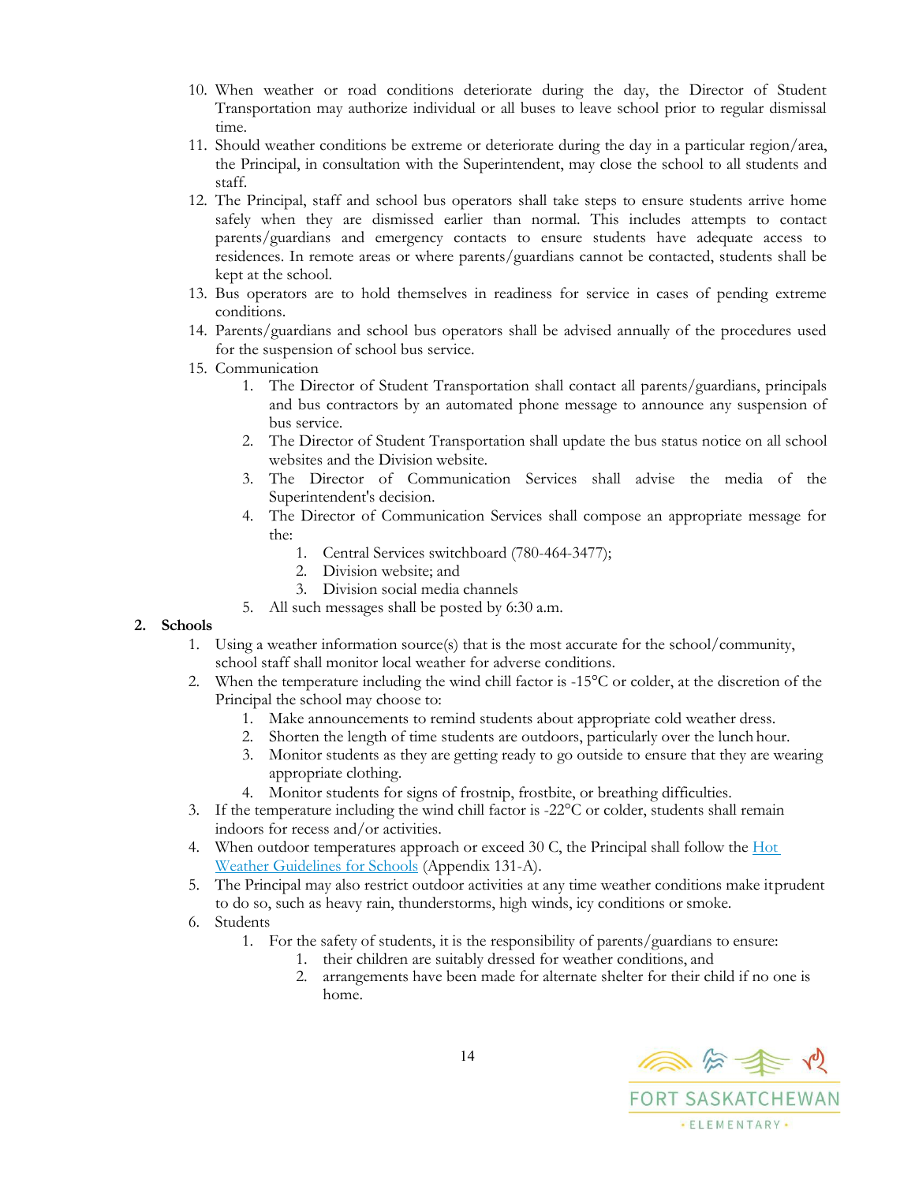10. When weather or road conditions deteriorate during the day, the Director of Student Transportation may authorize individual or all buses to leave school prior to regular dismissal time.
11. Should weather conditions be extreme or deteriorate during the day in a particular region/area, the Principal, in consultation with the Superintendent, may close the school to all students and staff.
12. The Principal, staff and school bus operators shall take steps to ensure students arrive home safely when they are dismissed earlier than normal. This includes attempts to contact parents/guardians and emergency contacts to ensure students have adequate access to residences. In remote areas or where parents/guardians cannot be contacted, students shall be kept at the school.
13. Bus operators are to hold themselves in readiness for service in cases of pending extreme conditions.
14. Parents/guardians and school bus operators shall be advised annually of the procedures used for the suspension of school bus service.
15. Communication
    1. The Director of Student Transportation shall contact all parents/guardians, principals and bus contractors by an automated phone message to announce any suspension of bus service.
    2. The Director of Student Transportation shall update the bus status notice on all school websites and the Division website.
    3. The Director of Communication Services shall advise the media of the Superintendent's decision.
    4. The Director of Communication Services shall compose an appropriate message for the:
        1. Central Services switchboard (780-464-3477);
        2. Division website; and
        3. Division social media channels
    5. All such messages shall be posted by 6:30 a.m.

**2. Schools**

1. Using a weather information source(s) that is the most accurate for the school/community, school staff shall monitor local weather for adverse conditions.
2. When the temperature including the wind chill factor is -15°C or colder, at the discretion of the Principal the school may choose to:
    1. Make announcements to remind students about appropriate cold weather dress.
    2. Shorten the length of time students are outdoors, particularly over the lunch hour.
    3. Monitor students as they are getting ready to go outside to ensure that they are wearing appropriate clothing.
    4. Monitor students for signs of frostnip, frostbite, or breathing difficulties.
3. If the temperature including the wind chill factor is -22°C or colder, students shall remain indoors for recess and/or activities.
4. When outdoor temperatures approach or exceed 30 C, the Principal shall follow the [Hot Weather Guidelines for Schools](#) (Appendix 131-A).
5. The Principal may also restrict outdoor activities at any time weather conditions make it prudent to do so, such as heavy rain, thunderstorms, high winds, icy conditions or smoke.
6. Students
    1. For the safety of students, it is the responsibility of parents/guardians to ensure:
        1. their children are suitably dressed for weather conditions, and
        2. arrangements have been made for alternate shelter for their child if no one is home.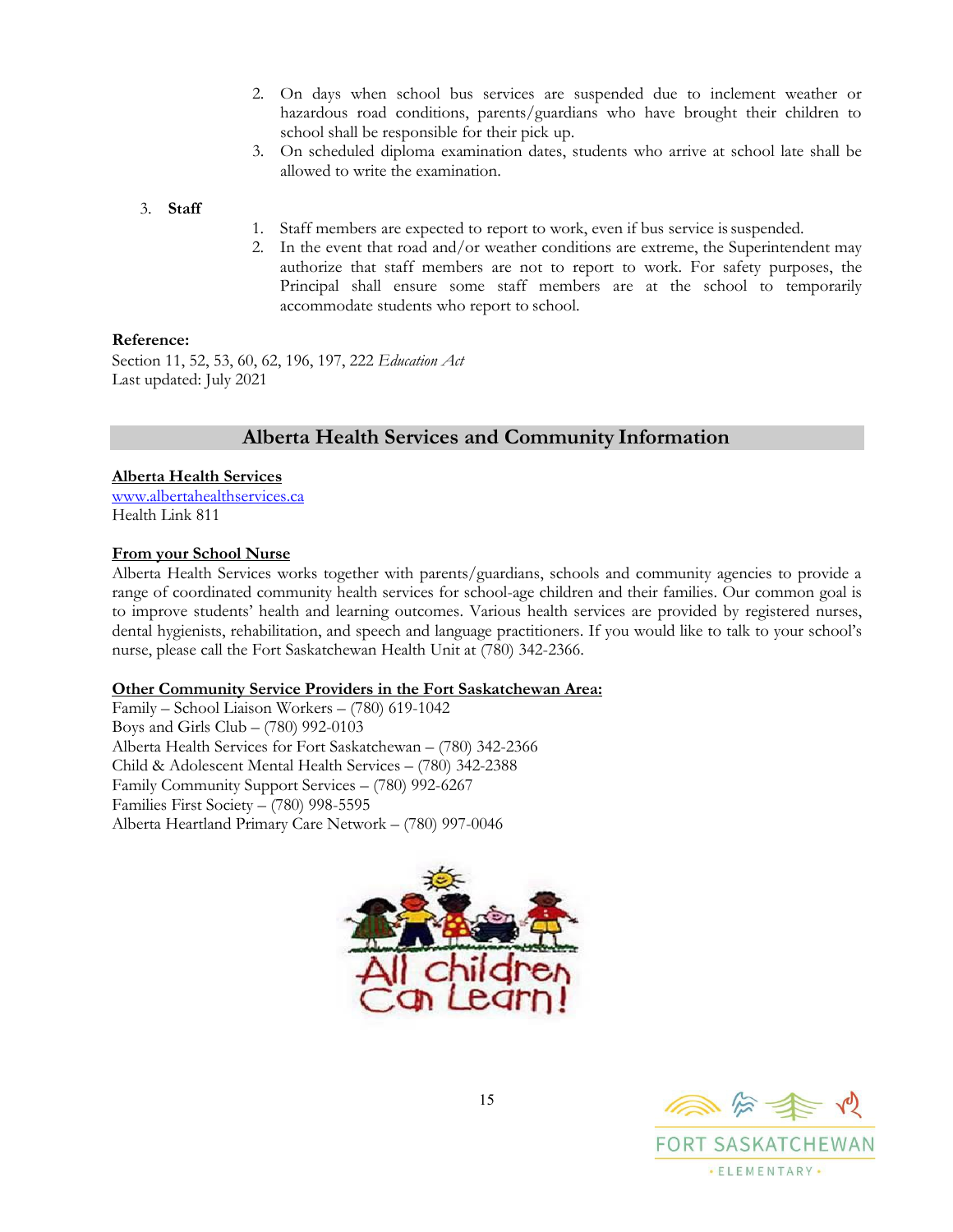2. On days when school bus services are suspended due to inclement weather or hazardous road conditions, parents/guardians who have brought their children to school shall be responsible for their pick up.
3. On scheduled diploma examination dates, students who arrive at school late shall be allowed to write the examination.

3. **Staff**
   1. Staff members are expected to report to work, even if bus service is suspended.
   2. In the event that road and/or weather conditions are extreme, the Superintendent may authorize that staff members are not to report to work. For safety purposes, the Principal shall ensure some staff members are at the school to temporarily accommodate students who report to school.

**Reference:**
Section 11, 52, 53, 60, 62, 196, 197, 222 *Education Act*
Last updated: July 2021

## Alberta Health Services and Community Information

**Alberta Health Services**
www.albertahealthservices.ca
Health Link 811

**From your School Nurse**
Alberta Health Services works together with parents/guardians, schools and community agencies to provide a range of coordinated community health services for school-age children and their families. Our common goal is to improve students' health and learning outcomes. Various health services are provided by registered nurses, dental hygienists, rehabilitation, and speech and language practitioners. If you would like to talk to your school's nurse, please call the Fort Saskatchewan Health Unit at (780) 342-2366.

**Other Community Service Providers in the Fort Saskatchewan Area:**
Family – School Liaison Workers – (780) 619-1042
Boys and Girls Club – (780) 992-0103
Alberta Health Services for Fort Saskatchewan – (780) 342-2366
Child & Adolescent Mental Health Services – (780) 342-2388
Family Community Support Services – (780) 992-6267
Families First Society – (780) 998-5595
Alberta Heartland Primary Care Network – (780) 997-0046

All children Can Learn!